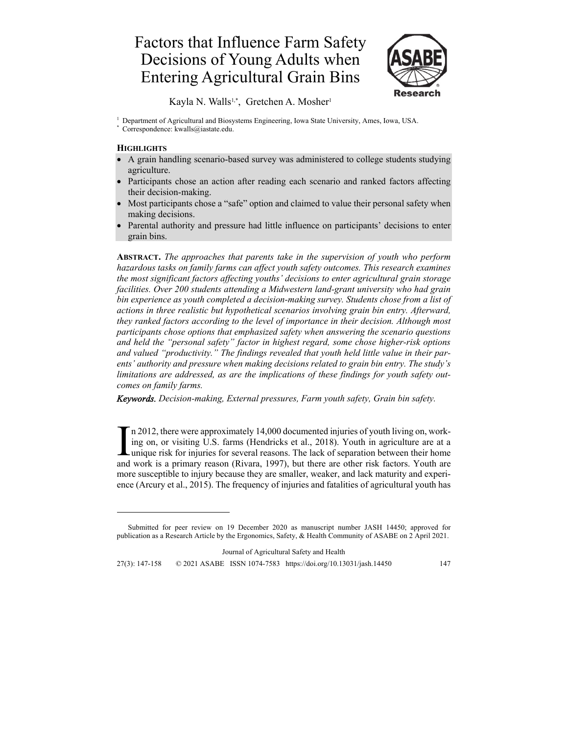# Factors that Influence Farm Safety Decisions of Young Adults when Entering Agricultural Grain Bins

Kayla N. Walls[1,*], Gretchen A. Mosher[1]

[1] Department of Agricultural and Biosystems Engineering, Iowa State University, Ames, Iowa, USA.
[*] Correspondence: kwalls@iastate.edu.

## HIGHLIGHTS

- A grain handling scenario-based survey was administered to college students studying agriculture.
- Participants chose an action after reading each scenario and ranked factors affecting their decision-making.
- Most participants chose a "safe" option and claimed to value their personal safety when making decisions.
- Parental authority and pressure had little influence on participants' decisions to enter grain bins.

**ABSTRACT.** *The approaches that parents take in the supervision of youth who perform hazardous tasks on family farms can affect youth safety outcomes. This research examines the most significant factors affecting youths' decisions to enter agricultural grain storage facilities. Over 200 students attending a Midwestern land-grant university who had grain bin experience as youth completed a decision-making survey. Students chose from a list of actions in three realistic but hypothetical scenarios involving grain bin entry. Afterward, they ranked factors according to the level of importance in their decision. Although most participants chose options that emphasized safety when answering the scenario questions and held the "personal safety" factor in highest regard, some chose higher-risk options and valued "productivity." The findings revealed that youth held little value in their parents' authority and pressure when making decisions related to grain bin entry. The study's limitations are addressed, as are the implications of these findings for youth safety outcomes on family farms.*

***Keywords.*** *Decision-making, External pressures, Farm youth safety, Grain bin safety.*

In 2012, there were approximately 14,000 documented injuries of youth living on, working on, or visiting U.S. farms (Hendricks et al., 2018). Youth in agriculture are at a unique risk for injuries for several reasons. The lack of separation between their home and work is a primary reason (Rivara, 1997), but there are other risk factors. Youth are more susceptible to injury because they are smaller, weaker, and lack maturity and experience (Arcury et al., 2015). The frequency of injuries and fatalities of agricultural youth has

Submitted for peer review on 19 December 2020 as manuscript number JASH 14450; approved for publication as a Research Article by the Ergonomics, Safety, & Health Community of ASABE on 2 April 2021.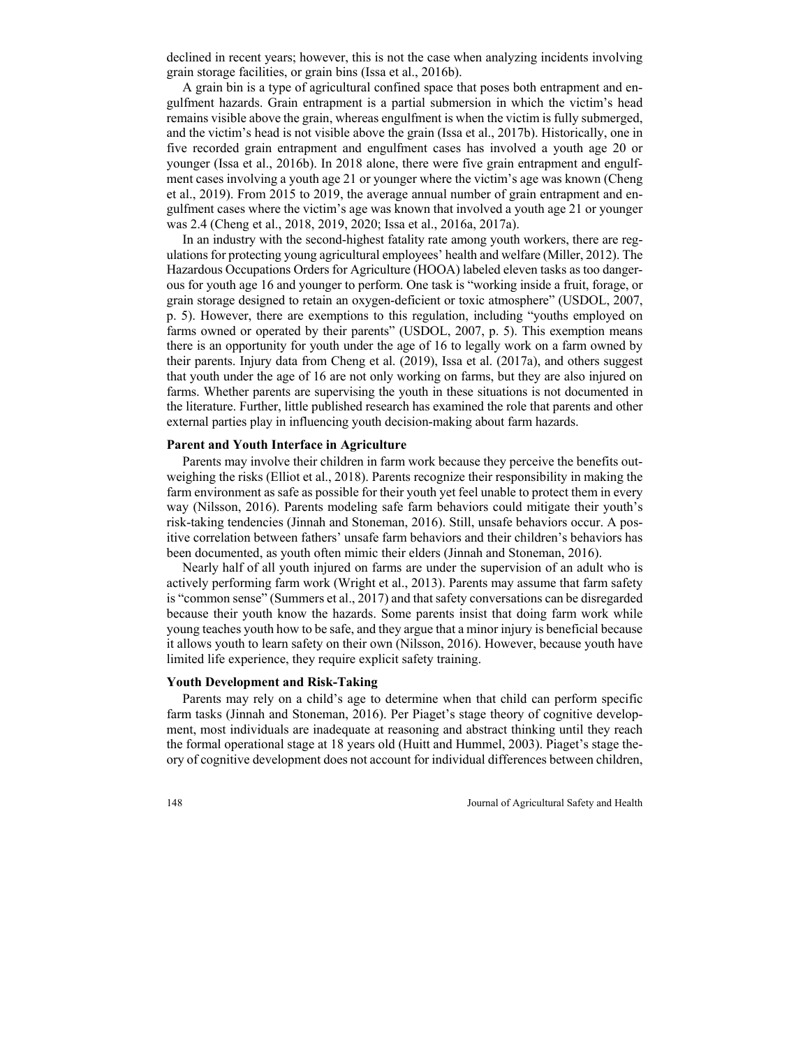declined in recent years; however, this is not the case when analyzing incidents involving grain storage facilities, or grain bins (Issa et al., 2016b).

A grain bin is a type of agricultural confined space that poses both entrapment and engulfment hazards. Grain entrapment is a partial submersion in which the victim's head remains visible above the grain, whereas engulfment is when the victim is fully submerged, and the victim's head is not visible above the grain (Issa et al., 2017b). Historically, one in five recorded grain entrapment and engulfment cases has involved a youth age 20 or younger (Issa et al., 2016b). In 2018 alone, there were five grain entrapment and engulfment cases involving a youth age 21 or younger where the victim's age was known (Cheng et al., 2019). From 2015 to 2019, the average annual number of grain entrapment and engulfment cases where the victim's age was known that involved a youth age 21 or younger was 2.4 (Cheng et al., 2018, 2019, 2020; Issa et al., 2016a, 2017a).

In an industry with the second-highest fatality rate among youth workers, there are regulations for protecting young agricultural employees' health and welfare (Miller, 2012). The Hazardous Occupations Orders for Agriculture (HOOA) labeled eleven tasks as too dangerous for youth age 16 and younger to perform. One task is "working inside a fruit, forage, or grain storage designed to retain an oxygen-deficient or toxic atmosphere" (USDOL, 2007, p. 5). However, there are exemptions to this regulation, including "youths employed on farms owned or operated by their parents" (USDOL, 2007, p. 5). This exemption means there is an opportunity for youth under the age of 16 to legally work on a farm owned by their parents. Injury data from Cheng et al. (2019), Issa et al. (2017a), and others suggest that youth under the age of 16 are not only working on farms, but they are also injured on farms. Whether parents are supervising the youth in these situations is not documented in the literature. Further, little published research has examined the role that parents and other external parties play in influencing youth decision-making about farm hazards.

### Parent and Youth Interface in Agriculture

Parents may involve their children in farm work because they perceive the benefits outweighing the risks (Elliot et al., 2018). Parents recognize their responsibility in making the farm environment as safe as possible for their youth yet feel unable to protect them in every way (Nilsson, 2016). Parents modeling safe farm behaviors could mitigate their youth's risk-taking tendencies (Jinnah and Stoneman, 2016). Still, unsafe behaviors occur. A positive correlation between fathers' unsafe farm behaviors and their children's behaviors has been documented, as youth often mimic their elders (Jinnah and Stoneman, 2016).

Nearly half of all youth injured on farms are under the supervision of an adult who is actively performing farm work (Wright et al., 2013). Parents may assume that farm safety is "common sense" (Summers et al., 2017) and that safety conversations can be disregarded because their youth know the hazards. Some parents insist that doing farm work while young teaches youth how to safe, and they argue that a minor injury is beneficial because it allows youth to learn safety on their own (Nilsson, 2016). However, because youth have limited life experience, they require explicit safety training.

### Youth Development and Risk-Taking

Parents may rely on a child's age to determine when that child can perform specific farm tasks (Jinnah and Stoneman, 2016). Per Piaget's stage theory of cognitive development, most individuals are inadequate at reasoning and abstract thinking until they reach the formal operational stage at 18 years old (Huitt and Hummel, 2003). Piaget's stage theory of cognitive development does not account for individual differences between children,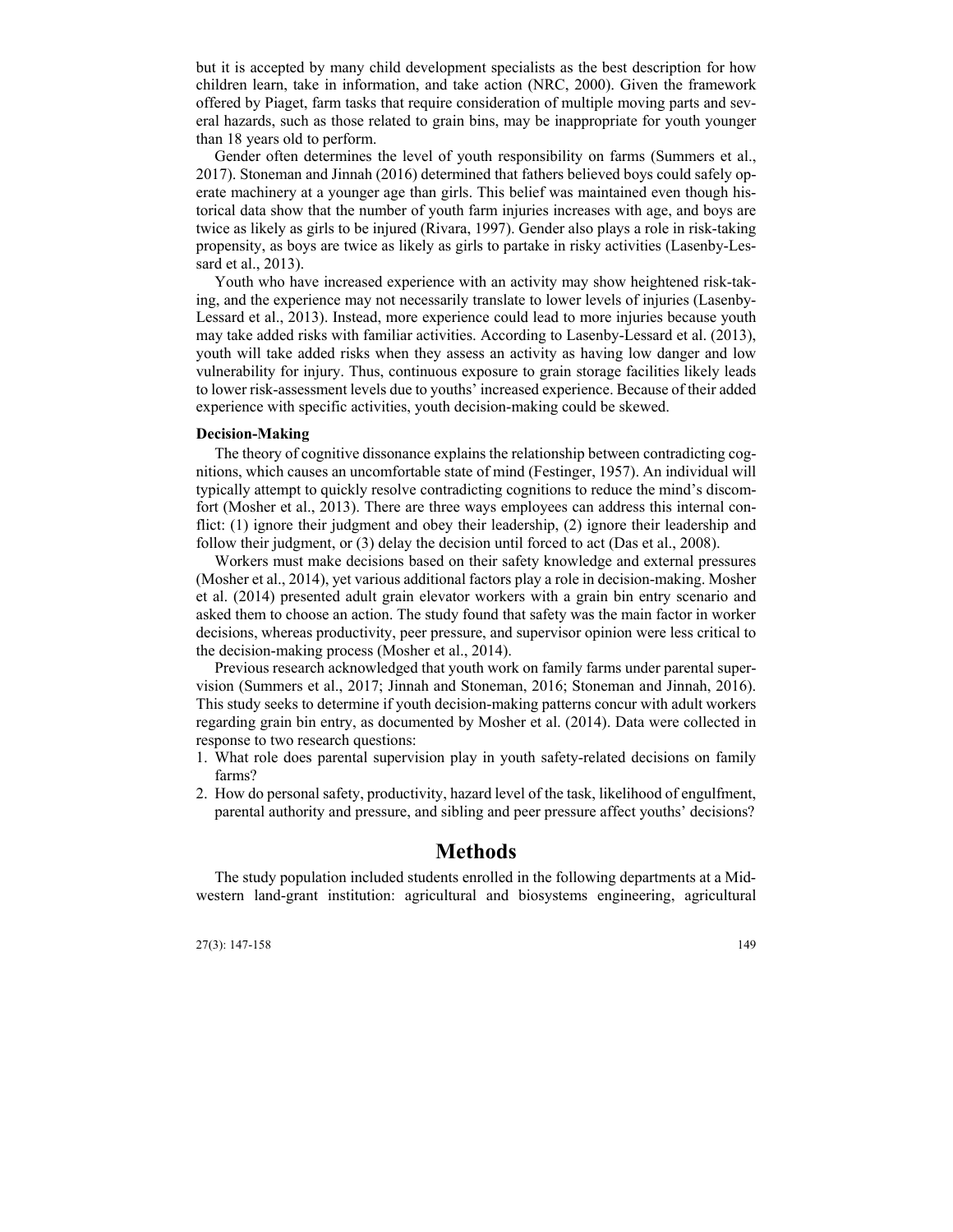but it is accepted by many child development specialists as the best description for how children learn, take in information, and take action (NRC, 2000). Given the framework offered by Piaget, farm tasks that require consideration of multiple moving parts and several hazards, such as those related to grain bins, may be inappropriate for youth younger than 18 years old to perform.

Gender often determines the level of youth responsibility on farms (Summers et al., 2017). Stoneman and Jinnah (2016) determined that fathers believed boys could safely operate machinery at a younger age than girls. This belief was maintained even though historical data show that the number of youth farm injuries increases with age, and boys are twice as likely as girls to be injured (Rivara, 1997). Gender also plays a role in risk-taking propensity, as boys are twice as likely as girls to partake in risky activities (Lasenby-Lessard et al., 2013).

Youth who have increased experience with an activity may show heightened risk-taking, and the experience may not necessarily translate to lower levels of injuries (Lasenby-Lessard et al., 2013). Instead, more experience could lead to more injuries because youth may take added risks with familiar activities. According to Lasenby-Lessard et al. (2013), youth will take added risks when they assess an activity as having low danger and low vulnerability for injury. Thus, continuous exposure to grain storage facilities likely leads to lower risk-assessment levels due to youths' increased experience. Because of their added experience with specific activities, youth decision-making could be skewed.

### Decision-Making

The theory of cognitive dissonance explains the relationship between contradicting cognitions, which causes an uncomfortable state of mind (Festinger, 1957). An individual will typically attempt to quickly resolve contradicting cognitions to reduce the mind's discomfort (Mosher et al., 2013). There are three ways employees can address this internal conflict: (1) ignore their judgment and obey their leadership, (2) ignore their leadership and follow their judgment, or (3) delay the decision until forced to act (Das et al., 2008).

Workers must make decisions based on their safety knowledge and external pressures (Mosher et al., 2014), yet various additional factors play a role in decision-making. Mosher et al. (2014) presented adult grain elevator workers with a grain bin entry scenario and asked them to choose an action. The study found that safety was the main factor in worker decisions, whereas productivity, peer pressure, and supervisor opinion were less critical to the decision-making process (Mosher et al., 2014).

Previous research acknowledged that youth work on family farms under parental supervision (Summers et al., 2017; Jinnah and Stoneman, 2016; Stoneman and Jinnah, 2016). This study seeks to determine if youth decision-making patterns concur with adult workers regarding grain bin entry, as documented by Mosher et al. (2014). Data were collected in response to two research questions:

1. What role does parental supervision play in youth safety-related decisions on family farms?
2. How do personal safety, productivity, hazard level of the task, likelihood of engulfment, parental authority and pressure, and sibling and peer pressure affect youths' decisions?

## Methods

The study population included students enrolled in the following departments at a Midwestern land-grant institution: agricultural and biosystems engineering, agricultural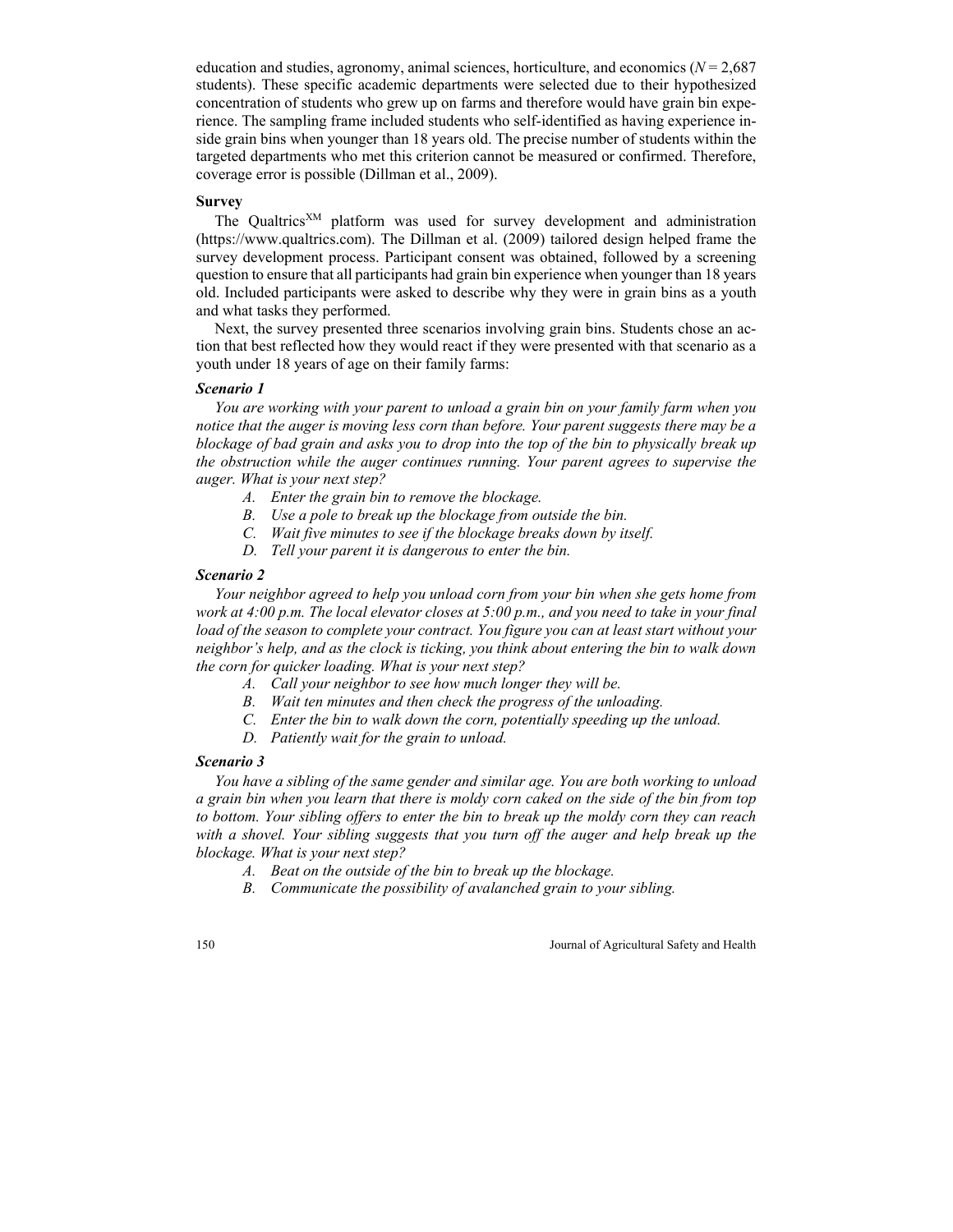education and studies, agronomy, animal sciences, horticulture, and economics ($N = 2,687$ students). These specific academic departments were selected due to their hypothesized concentration of students who grew up on farms and therefore would have grain bin experience. The sampling frame included students who self-identified as having experience inside grain bins when younger than 18 years old. The precise number of students within the targeted departments who met this criterion cannot be measured or confirmed. Therefore, coverage error is possible (Dillman et al., 2009).

### Survey

The Qualtrics[XM] platform was used for survey development and administration (https://www.qualtrics.com). The Dillman et al. (2009) tailored design helped frame the survey development process. Participant consent was obtained, followed by a screening question to ensure that all participants had grain bin experience when younger than 18 years old. Included participants were asked to describe why they were in grain bins as a youth and what tasks they performed.

Next, the survey presented three scenarios involving grain bins. Students chose an action that best reflected how they would react if they were presented with that scenario as a youth under 18 years of age on their family farms:

#### *Scenario 1*

*You are working with your parent to unload a grain bin on your family farm when you notice that the auger is moving less corn than before. Your parent suggests there may be a blockage of bad grain and asks you to drop into the top of the bin to physically break up the obstruction while the auger continues running. Your parent agrees to supervise the auger. What is your next step?*

- *A. Enter the grain bin to remove the blockage.*
- *B. Use a pole to break up the blockage from outside the bin.*
- *C. Wait five minutes to see if the blockage breaks down by itself.*
- *D. Tell your parent it is dangerous to enter the bin.*

#### *Scenario 2*

*Your neighbor agreed to help you unload corn from your bin when she gets home from work at 4:00 p.m. The local elevator closes at 5:00 p.m., and you need to take in your final load of the season to complete your contract. You figure you can at least start without your neighbor's help, and as the clock is ticking, you think about entering the bin to walk down the corn for quicker loading. What is your next step?*

- *A. Call your neighbor to see how much longer they will be.*
- *B. Wait ten minutes and then check the progress of the unloading.*
- *C. Enter the bin to walk down the corn, potentially speeding up the unload.*
- *D. Patiently wait for the grain to unload.*

#### *Scenario 3*

*You have a sibling of the same gender and similar age. You are both working to unload a grain bin when you learn that there is moldy corn caked on the side of the bin from top to bottom. Your sibling offers to enter the bin to break up the moldy corn they can reach with a shovel. Your sibling suggests that you turn off the auger and help break up the blockage. What is your next step?*

- *A. Beat on the outside of the bin to break up the blockage.*
- *B. Communicate the possibility of avalanched grain to your sibling.*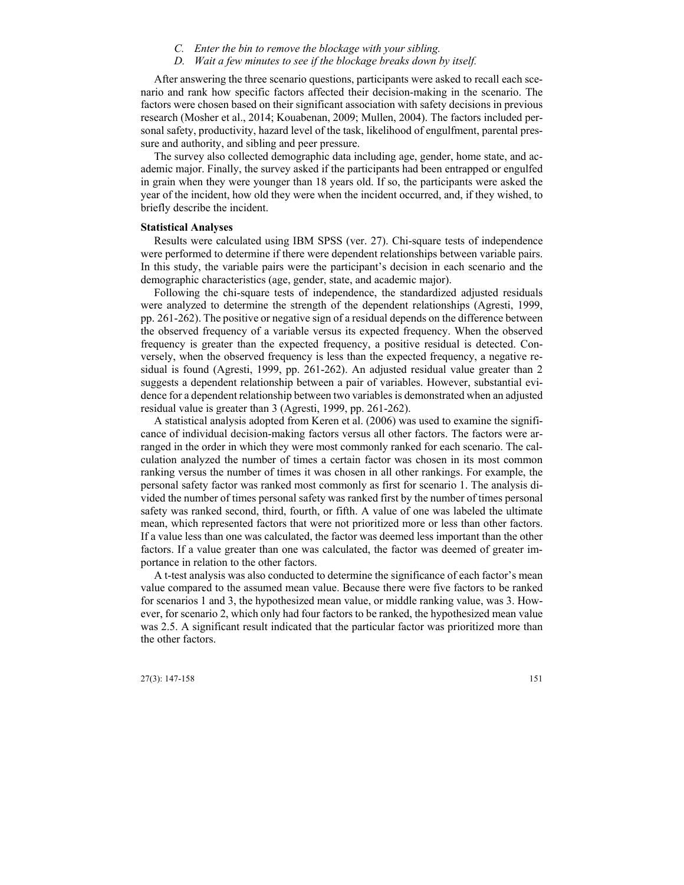C. *Enter the bin to remove the blockage with your sibling.*
D. *Wait a few minutes to see if the blockage breaks down by itself.*

After answering the three scenario questions, participants were asked to recall each scenario and rank how specific factors affected their decision-making in the scenario. The factors were chosen based on their significant association with safety decisions in previous research (Mosher et al., 2014; Kouabenan, 2009; Mullen, 2004). The factors included personal safety, productivity, hazard level of the task, likelihood of engulfment, parental pressure and authority, and sibling and peer pressure.

The survey also collected demographic data including age, gender, home state, and academic major. Finally, the survey asked if the participants had been entrapped or engulfed in grain when they were younger than 18 years old. If so, the participants were asked the year of the incident, how old they were when the incident occurred, and, if they wished, to briefly describe the incident.

**Statistical Analyses**

Results were calculated using IBM SPSS (ver. 27). Chi-square tests of independence were performed to determine if there were dependent relationships between variable pairs. In this study, the variable pairs were the participant's decision in each scenario and the demographic characteristics (age, gender, state, and academic major).

Following the chi-square tests of independence, the standardized adjusted residuals were analyzed to determine the strength of the dependent relationships (Agresti, 1999, pp. 261-262). The positive or negative sign of a residual depends on the difference between the observed frequency of a variable versus its expected frequency. When the observed frequency is greater than the expected frequency, a positive residual is detected. Conversely, when the observed frequency is less than the expected frequency, a negative residual is found (Agresti, 1999, pp. 261-262). An adjusted residual value greater than 2 suggests a dependent relationship between a pair of variables. However, substantial evidence for a dependent relationship between two variables is demonstrated when an adjusted residual value is greater than 3 (Agresti, 1999, pp. 261-262).

A statistical analysis adopted from Keren et al. (2006) was used to examine the significance of individual decision-making factors versus all other factors. The factors were arranged in the order in which they were most commonly ranked for each scenario. The calculation analyzed the number of times a certain factor was chosen in its most common ranking versus the number of times it was chosen in all other rankings. For example, the personal safety factor was ranked most commonly as first for scenario 1. The analysis divided the number of times personal safety was ranked first by the number of times personal safety was ranked second, third, fourth, or fifth. A value of one was labeled the ultimate mean, which represented factors that were not prioritized more or less than other factors. If a value less than one was calculated, the factor was deemed less important than the other factors. If a value greater than one was calculated, the factor was deemed of greater importance in relation to the other factors.

A t-test analysis was also conducted to determine the significance of each factor's mean value compared to the assumed mean value. Because there were five factors to be ranked for scenarios 1 and 3, the hypothesized mean value, or middle ranking value, was 3. However, for scenario 2, which only had four factors to be ranked, the hypothesized mean value was 2.5. A significant result indicated that the particular factor was prioritized more than the other factors.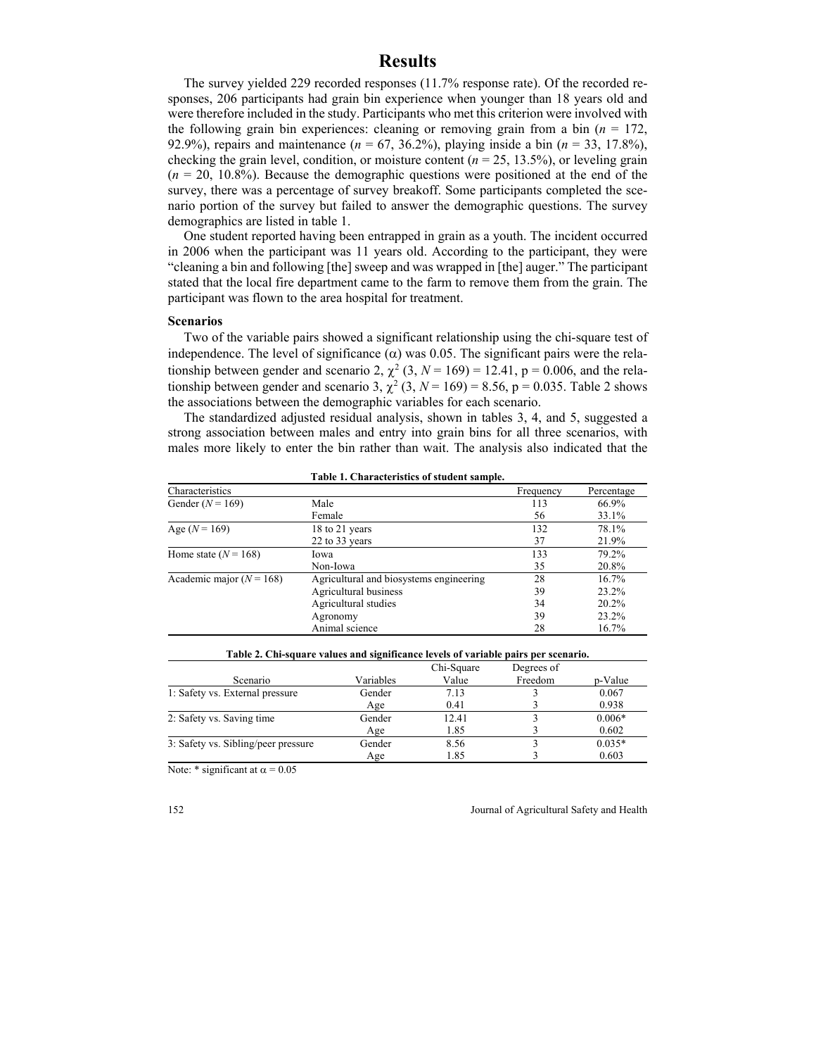# Results

The survey yielded 229 recorded responses (11.7% response rate). Of the recorded responses, 206 participants had grain bin experience when younger than 18 years old and were therefore included in the study. Participants who met this criterion were involved with the following grain bin experiences: cleaning or removing grain from a bin (*n* = 172, 92.9%), repairs and maintenance (*n* = 67, 36.2%), playing inside a bin (*n* = 33, 17.8%), checking the grain level, condition, or moisture content (*n* = 25, 13.5%), or leveling grain (*n* = 20, 10.8%). Because the demographic questions were positioned at the end of the survey, there was a percentage of survey breakoff. Some participants completed the scenario portion of the survey but failed to answer the demographic questions. The survey demographics are listed in table 1.

One student reported having been entrapped in grain as a youth. The incident occurred in 2006 when the participant was 11 years old. According to the participant, they were "cleaning a bin and following [the] sweep and was wrapped in [the] auger." The participant stated that the local fire department came to the farm to remove them from the grain. The participant was flown to the area hospital for treatment.

### Scenarios

Two of the variable pairs showed a significant relationship using the chi-square test of independence. The level of significance ($\alpha$) was 0.05. The significant pairs were the relationship between gender and scenario 2, $\chi^2$ (3, *N* = 169) = 12.41, p = 0.006, and the relationship between gender and scenario 3, $\chi^2$ (3, *N* = 169) = 8.56, p = 0.035. Table 2 shows the associations between the demographic variables for each scenario.

The standardized adjusted residual analysis, shown in tables 3, 4, and 5, suggested a strong association between males and entry into grain bins for all three scenarios, with males more likely to enter the bin rather than wait. The analysis also indicated that the

**Table 1. Characteristics of student sample.**

| Characteristics | | Frequency | Percentage |
|---|---|---|---|
| Gender (*N* = 169) | Male | 113 | 66.9% |
| | Female | 56 | 33.1% |
| Age (*N* = 169) | 18 to 21 years | 132 | 78.1% |
| | 22 to 33 years | 37 | 21.9% |
| Home state (*N* = 168) | Iowa | 133 | 79.2% |
| | Non-Iowa | 35 | 20.8% |
| Academic major (*N* = 168) | Agricultural and biosystems engineering | 28 | 16.7% |
| | Agricultural business | 39 | 23.2% |
| | Agricultural studies | 34 | 20.2% |
| | Agronomy | 39 | 23.2% |
| | Animal science | 28 | 16.7% |

**Table 2. Chi-square values and significance levels of variable pairs per scenario.**

| Scenario | Variables | Chi-Square Value | Degrees of Freedom | p-Value |
|---|---|---|---|---|
| 1: Safety vs. External pressure | Gender | 7.13 | 3 | 0.067 |
| | Age | 0.41 | 3 | 0.938 |
| 2: Safety vs. Saving time | Gender | 12.41 | 3 | 0.006* |
| | Age | 1.85 | 3 | 0.602 |
| 3: Safety vs. Sibling/peer pressure | Gender | 8.56 | 3 | 0.035* |
| | Age | 1.85 | 3 | 0.603 |

Note: * significant at $\alpha$ = 0.05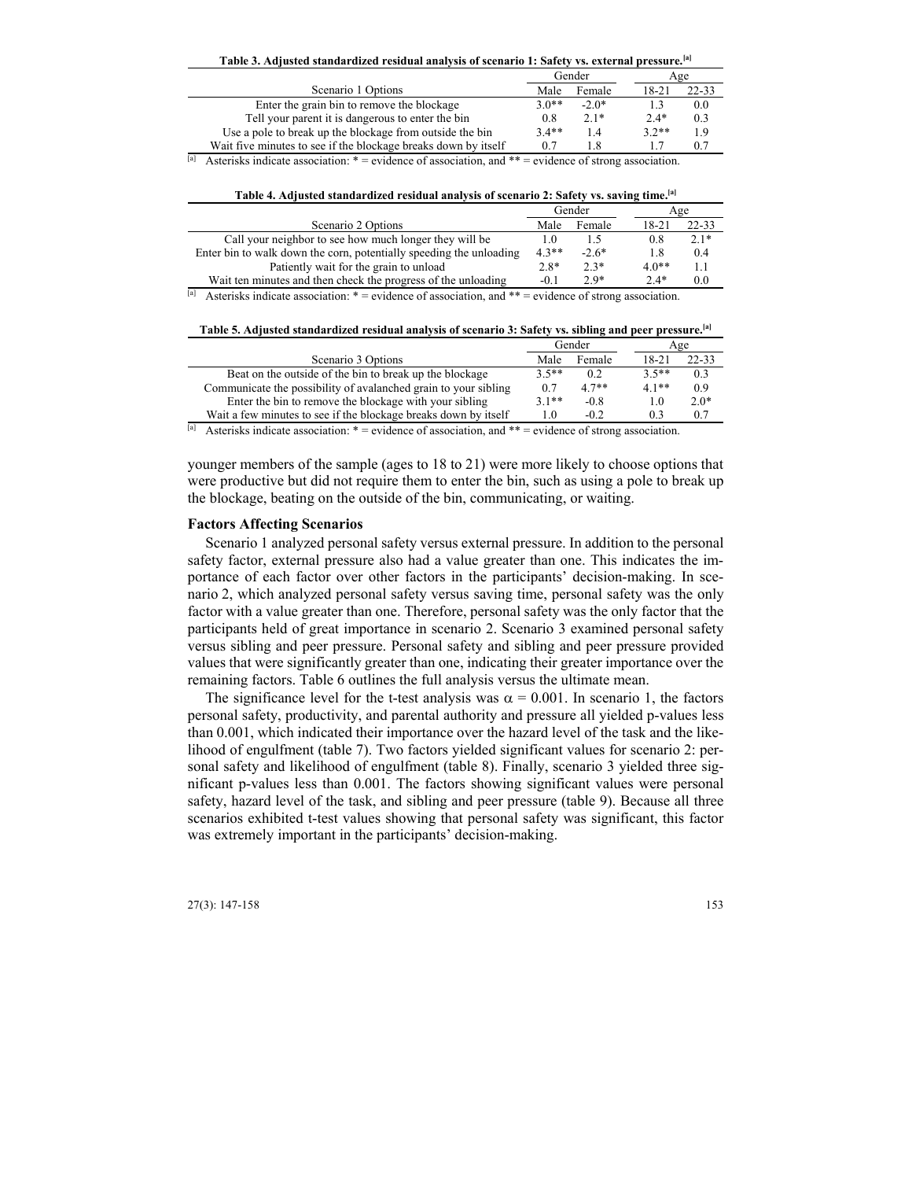**Table 3. Adjusted standardized residual analysis of scenario 1: Safety vs. external pressure.[a]**

| Scenario 1 Options | Gender | | Age | |
|---|---|---|---|---|
| | Male | Female | 18-21 | 22-33 |
| Enter the grain bin to remove the blockage | 3.0** | -2.0* | 1.3 | 0.0 |
| Tell your parent it is dangerous to enter the bin | 0.8 | 2.1* | 2.4* | 0.3 |
| Use a pole to break up the blockage from outside the bin | 3.4** | 1.4 | 3.2** | 1.9 |
| Wait five minutes to see if the blockage breaks down by itself | 0.7 | 1.8 | 1.7 | 0.7 |

[a] Asterisks indicate association: * = evidence of association, and ** = evidence of strong association.

**Table 4. Adjusted standardized residual analysis of scenario 2: Safety vs. saving time.[a]**

| Scenario 2 Options | Gender | | Age | |
|---|---|---|---|---|
| | Male | Female | 18-21 | 22-33 |
| Call your neighbor to see how much longer they will be | 1.0 | 1.5 | 0.8 | 2.1* |
| Enter bin to walk down the corn, potentially speeding the unloading | 4.3** | -2.6* | 1.8 | 0.4 |
| Patiently wait for the grain to unload | 2.8* | 2.3* | 4.0** | 1.1 |
| Wait ten minutes and then check the progress of the unloading | -0.1 | 2.9* | 2.4* | 0.0 |

[a] Asterisks indicate association: * = evidence of association, and ** = evidence of strong association.

**Table 5. Adjusted standardized residual analysis of scenario 3: Safety vs. sibling and peer pressure.[a]**

| Scenario 3 Options | Gender | | Age | |
|---|---|---|---|---|
| | Male | Female | 18-21 | 22-33 |
| Beat on the outside of the bin to break up the blockage | 3.5** | 0.2 | 3.5** | 0.3 |
| Communicate the possibility of avalanched grain to your sibling | 0.7 | 4.7** | 4.1** | 0.9 |
| Enter the bin to remove the blockage with your sibling | 3.1** | -0.8 | 1.0 | 2.0* |
| Wait a few minutes to see if the blockage breaks down by itself | 1.0 | -0.2 | 0.3 | 0.7 |

[a] Asterisks indicate association: * = evidence of association, and ** = evidence of strong association.

younger members of the sample (ages to 18 to 21) were more likely to choose options that were productive but did not require them to enter the bin, such as using a pole to break up the blockage, beating on the outside of the bin, communicating, or waiting.

### Factors Affecting Scenarios

Scenario 1 analyzed personal safety versus external pressure. In addition to the personal safety factor, external pressure also had a value greater than one. This indicates the importance of each factor over other factors in the participants' decision-making. In scenario 2, which analyzed personal safety versus saving time, personal safety was the only factor with a value greater than one. Therefore, personal safety was the only factor that the participants held of great importance in scenario 2. Scenario 3 examined personal safety versus sibling and peer pressure. Personal safety and sibling and peer pressure provided values that were significantly greater than one, indicating their greater importance over the remaining factors. Table 6 outlines the full analysis versus the ultimate mean.

The significance level for the t-test analysis was $\alpha = 0.001$. In scenario 1, the factors personal safety, productivity, and parental authority and pressure all yielded p-values less than 0.001, which indicated their importance over the hazard level of the task and the likelihood of engulfment (table 7). Two factors yielded significant values for scenario 2: personal safety and likelihood of engulfment (table 8). Finally, scenario 3 yielded three significant p-values less than 0.001. The factors showing significant values were personal safety, hazard level of the task, and sibling and peer pressure (table 9). Because all three scenarios exhibited t-test values showing that personal safety was significant, this factor was extremely important in the participants' decision-making.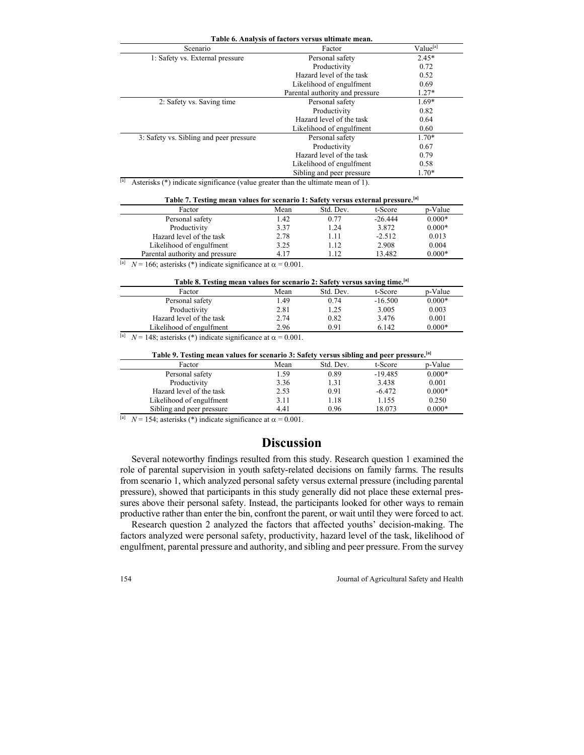**Table 6. Analysis of factors versus ultimate mean.**

| Scenario | Factor | Value[a] |
|---|---|---|
| 1: Safety vs. External pressure | Personal safety | 2.45* |
| | Productivity | 0.72 |
| | Hazard level of the task | 0.52 |
| | Likelihood of engulfment | 0.69 |
| | Parental authority and pressure | 1.27* |
| 2: Safety vs. Saving time | Personal safety | 1.69* |
| | Productivity | 0.82 |
| | Hazard level of the task | 0.64 |
| | Likelihood of engulfment | 0.60 |
| 3: Safety vs. Sibling and peer pressure | Personal safety | 1.70* |
| | Productivity | 0.67 |
| | Hazard level of the task | 0.79 |
| | Likelihood of engulfment | 0.58 |
| | Sibling and peer pressure | 1.70* |

[a] Asterisks (*) indicate significance (value greater than the ultimate mean of 1).

**Table 7. Testing mean values for scenario 1: Safety versus external pressure.[a]**

| Factor | Mean | Std. Dev. | t-Score | p-Value |
|---|---|---|---|---|
| Personal safety | 1.42 | 0.77 | -26.444 | 0.000* |
| Productivity | 3.37 | 1.24 | 3.872 | 0.000* |
| Hazard level of the task | 2.78 | 1.11 | -2.512 | 0.013 |
| Likelihood of engulfment | 3.25 | 1.12 | 2.908 | 0.004 |
| Parental authority and pressure | 4.17 | 1.12 | 13.482 | 0.000* |

[a] $N = 166$; asterisks (*) indicate significance at $\alpha = 0.001$.

**Table 8. Testing mean values for scenario 2: Safety versus saving time.[a]**

| Factor | Mean | Std. Dev. | t-Score | p-Value |
|---|---|---|---|---|
| Personal safety | 1.49 | 0.74 | -16.500 | 0.000* |
| Productivity | 2.81 | 1.25 | 3.005 | 0.003 |
| Hazard level of the task | 2.74 | 0.82 | 3.476 | 0.001 |
| Likelihood of engulfment | 2.96 | 0.91 | 6.142 | 0.000* |

[a] $N = 148$; asterisks (*) indicate significance at $\alpha = 0.001$.

**Table 9. Testing mean values for scenario 3: Safety versus sibling and peer pressure.[a]**

| Factor | Mean | Std. Dev. | t-Score | p-Value |
|---|---|---|---|---|
| Personal safety | 1.59 | 0.89 | -19.485 | 0.000* |
| Productivity | 3.36 | 1.31 | 3.438 | 0.001 |
| Hazard level of the task | 2.53 | 0.91 | -6.472 | 0.000* |
| Likelihood of engulfment | 3.11 | 1.18 | 1.155 | 0.250 |
| Sibling and peer pressure | 4.41 | 0.96 | 18.073 | 0.000* |

[a] $N = 154$; asterisks (*) indicate significance at $\alpha = 0.001$.

# Discussion

Several noteworthy findings resulted from this study. Research question 1 examined the role of parental supervision in youth safety-related decisions on family farms. The results from scenario 1, which analyzed personal safety versus external pressure (including parental pressure), showed that participants in this study generally did not place these external pressures above their personal safety. Instead, the participants looked for other ways to remain productive rather than enter the bin, confront the parent, or wait until they were forced to act.

Research question 2 analyzed the factors that affected youths' decision-making. The factors analyzed were personal safety, productivity, hazard level of the task, likelihood of engulfment, parental pressure and authority, and sibling and peer pressure. From the survey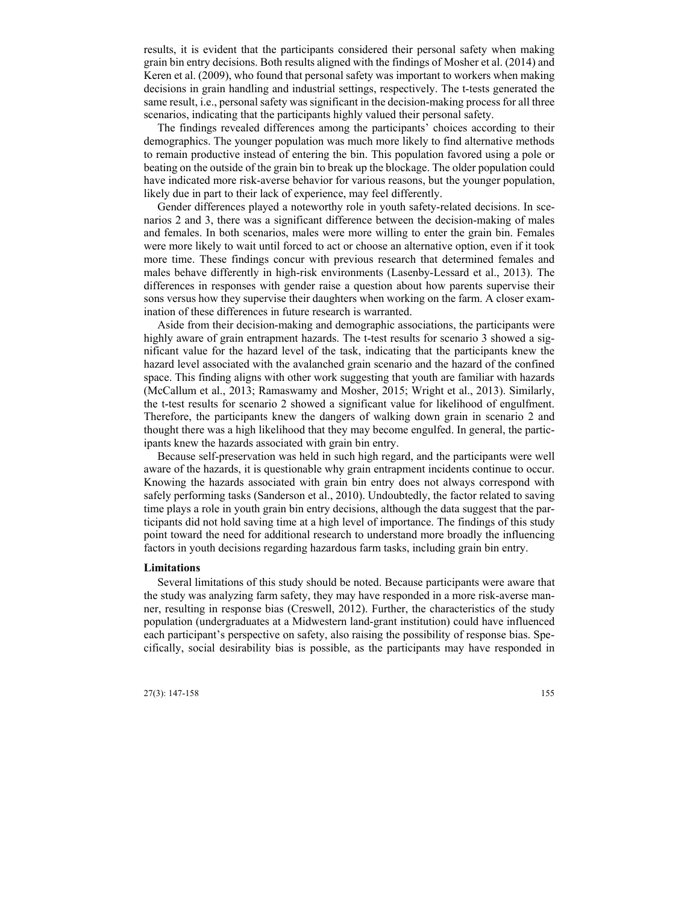results, it is evident that the participants considered their personal safety when making grain bin entry decisions. Both results aligned with the findings of Mosher et al. (2014) and Keren et al. (2009), who found that personal safety was important to workers when making decisions in grain handling and industrial settings, respectively. The t-tests generated the same result, i.e., personal safety was significant in the decision-making process for all three scenarios, indicating that the participants highly valued their personal safety.

The findings revealed differences among the participants' choices according to their demographics. The younger population was much more likely to find alternative methods to remain productive instead of entering the bin. This population favored using a pole or beating on the outside of the grain bin to break up the blockage. The older population could have indicated more risk-averse behavior for various reasons, but the younger population, likely due in part to their lack of experience, may feel differently.

Gender differences played a noteworthy role in youth safety-related decisions. In scenarios 2 and 3, there was a significant difference between the decision-making of males and females. In both scenarios, males were more willing to enter the grain bin. Females were more likely to wait until forced to act or choose an alternative option, even if it took more time. These findings concur with previous research that determined females and males behave differently in high-risk environments (Lasenby-Lessard et al., 2013). The differences in responses with gender raise a question about how parents supervise their sons versus how they supervise their daughters when working on the farm. A closer examination of these differences in future research is warranted.

Aside from their decision-making and demographic associations, the participants were highly aware of grain entrapment hazards. The t-test results for scenario 3 showed a significant value for the hazard level of the task, indicating that the participants knew the hazard level associated with the avalanched grain scenario and the hazard of the confined space. This finding aligns with other work suggesting that youth are familiar with hazards (McCallum et al., 2013; Ramaswamy and Mosher, 2015; Wright et al., 2013). Similarly, the t-test results for scenario 2 showed a significant value for likelihood of engulfment. Therefore, the participants knew the dangers of walking down grain in scenario 2 and thought there was a high likelihood that they may become engulfed. In general, the participants knew the hazards associated with grain bin entry.

Because self-preservation was held in such high regard, and the participants were well aware of the hazards, it is questionable why grain entrapment incidents continue to occur. Knowing the hazards associated with grain bin entry does not always correspond with safely performing tasks (Sanderson et al., 2010). Undoubtedly, the factor related to saving time plays a role in youth grain bin entry decisions, although the data suggest that the participants did not hold saving time at a high level of importance. The findings of this study point toward the need for additional research to understand more broadly the influencing factors in youth decisions regarding hazardous farm tasks, including grain bin entry.

### Limitations

Several limitations of this study should be noted. Because participants were aware that the study was analyzing farm safety, they may have responded in a more risk-averse manner, resulting in response bias (Creswell, 2012). Further, the characteristics of the study population (undergraduates at a Midwestern land-grant institution) could have influenced each participant's perspective on safety, also raising the possibility of response bias. Specifically, social desirability bias is possible, as the participants may have responded in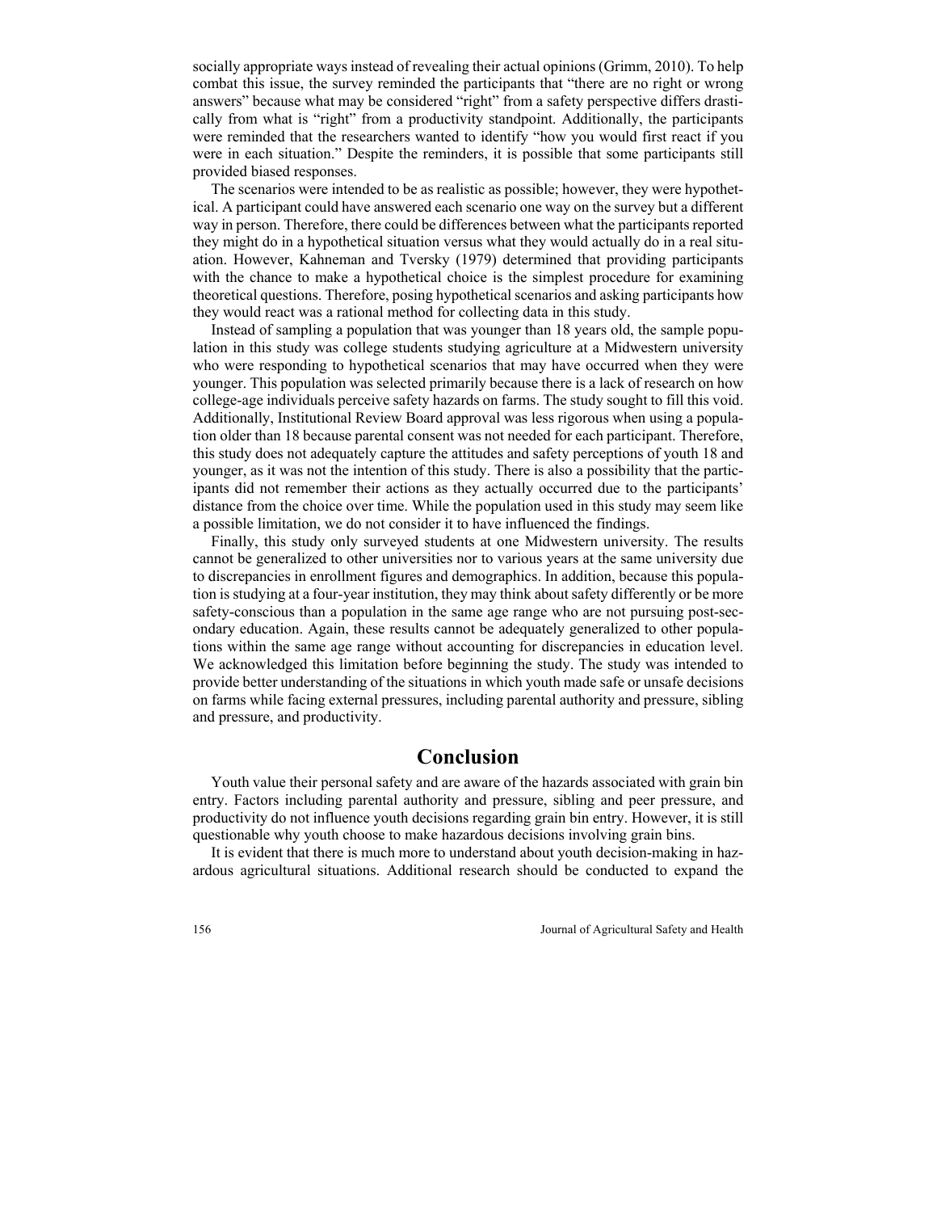socially appropriate ways instead of revealing their actual opinions (Grimm, 2010). To help combat this issue, the survey reminded the participants that "there are no right or wrong answers" because what may be considered "right" from a safety perspective differs drastically from what is "right" from a productivity standpoint. Additionally, the participants were reminded that the researchers wanted to identify "how you would first react if you were in each situation." Despite the reminders, it is possible that some participants still provided biased responses.

The scenarios were intended to be as realistic as possible; however, they were hypothetical. A participant could have answered each scenario one way on the survey but a different way in person. Therefore, there could be differences between what the participants reported they might do in a hypothetical situation versus what they would actually do in a real situation. However, Kahneman and Tversky (1979) determined that providing participants with the chance to make a hypothetical choice is the simplest procedure for examining theoretical questions. Therefore, posing hypothetical scenarios and asking participants how they would react was a rational method for collecting data in this study.

Instead of sampling a population that was younger than 18 years old, the sample population in this study was college students studying agriculture at a Midwestern university who were responding to hypothetical scenarios that may have occurred when they were younger. This population was selected primarily because there is a lack of research on how college-age individuals perceive safety hazards on farms. The study sought to fill this void. Additionally, Institutional Review Board approval was less rigorous when using a population older than 18 because parental consent was not needed for each participant. Therefore, this study does not adequately capture the attitudes and safety perceptions of youth 18 and younger, as it was not the intention of this study. There is also a possibility that the participants did not remember their actions as they actually occurred due to the participants' distance from the choice over time. While the population used in this study may seem like a possible limitation, we do not consider it to have influenced the findings.

Finally, this study only surveyed students at one Midwestern university. The results cannot be generalized to other universities nor to various years at the same university due to discrepancies in enrollment figures and demographics. In addition, because this population is studying at a four-year institution, they may think about safety differently or be more safety-conscious than a population in the same age range who are not pursuing post-secondary education. Again, these results cannot be adequately generalized to other populations within the same age range without accounting for discrepancies in education level. We acknowledged this limitation before beginning the study. The study was intended to provide better understanding of the situations in which youth made safe or unsafe decisions on farms while facing external pressures, including parental authority and pressure, sibling and pressure, and productivity.

# Conclusion

Youth value their personal safety and are aware of the hazards associated with grain bin entry. Factors including parental authority and pressure, sibling and peer pressure, and productivity do not influence youth decisions regarding grain bin entry. However, it is still questionable why youth choose to make hazardous decisions involving grain bins.

It is evident that there is much more to understand about youth decision-making in hazardous agricultural situations. Additional research should be conducted to expand the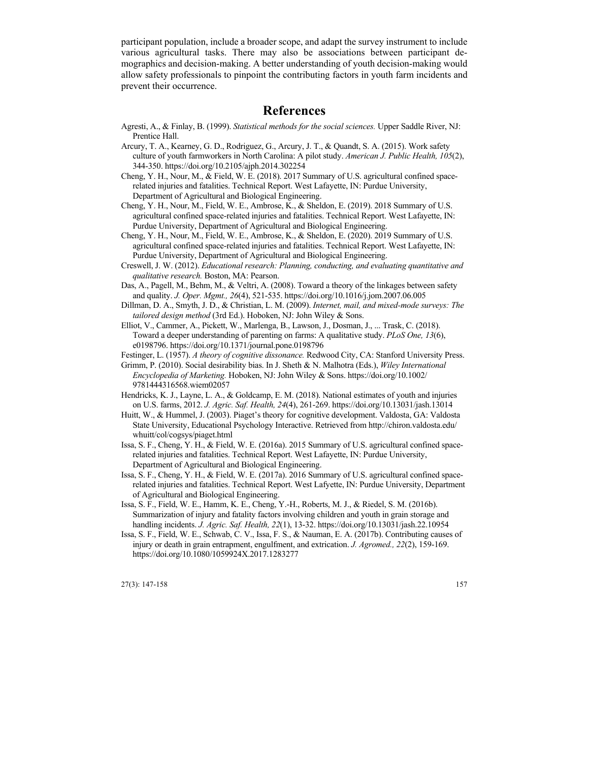participant population, include a broader scope, and adapt the survey instrument to include various agricultural tasks. There may also be associations between participant demographics and decision-making. A better understanding of youth decision-making would allow safety professionals to pinpoint the contributing factors in youth farm incidents and prevent their occurrence.

## References

Agresti, A., & Finlay, B. (1999). *Statistical methods for the social sciences.* Upper Saddle River, NJ: Prentice Hall.

Arcury, T. A., Kearney, G. D., Rodriguez, G., Arcury, J. T., & Quandt, S. A. (2015). Work safety culture of youth farmworkers in North Carolina: A pilot study. *American J. Public Health, 105*(2), 344-350. https://doi.org/10.2105/ajph.2014.302254

Cheng, Y. H., Nour, M., & Field, W. E. (2018). 2017 Summary of U.S. agricultural confined space-related injuries and fatalities. Technical Report. West Lafayette, IN: Purdue University, Department of Agricultural and Biological Engineering.

Cheng, Y. H., Nour, M., Field, W. E., Ambrose, K., & Sheldon, E. (2019). 2018 Summary of U.S. agricultural confined space-related injuries and fatalities. Technical Report. West Lafayette, IN: Purdue University, Department of Agricultural and Biological Engineering.

Cheng, Y. H., Nour, M., Field, W. E., Ambrose, K., & Sheldon, E. (2020). 2019 Summary of U.S. agricultural confined space-related injuries and fatalities. Technical Report. West Lafayette, IN: Purdue University, Department of Agricultural and Biological Engineering.

Creswell, J. W. (2012). *Educational research: Planning, conducting, and evaluating quantitative and qualitative research.* Boston, MA: Pearson.

Das, A., Pagell, M., Behm, M., & Veltri, A. (2008). Toward a theory of the linkages between safety and quality. *J. Oper. Mgmt., 26*(4), 521-535. https://doi.org/10.1016/j.jom.2007.06.005

Dillman, D. A., Smyth, J. D., & Christian, L. M. (2009). *Internet, mail, and mixed-mode surveys: The tailored design method* (3rd Ed.). Hoboken, NJ: John Wiley & Sons.

Elliot, V., Cammer, A., Pickett, W., Marlenga, B., Lawson, J., Dosman, J., ... Trask, C. (2018). Toward a deeper understanding of parenting on farms: A qualitative study. *PLoS One, 13*(6), e0198796. https://doi.org/10.1371/journal.pone.0198796

Festinger, L. (1957). *A theory of cognitive dissonance.* Redwood City, CA: Stanford University Press.

Grimm, P. (2010). Social desirability bias. In J. Sheth & N. Malhotra (Eds.), *Wiley International Encyclopedia of Marketing.* Hoboken, NJ: John Wiley & Sons. https://doi.org/10.1002/9781444316568.wiem02057

Hendricks, K. J., Layne, L. A., & Goldcamp, E. M. (2018). National estimates of youth and injuries on U.S. farms, 2012. *J. Agric. Saf. Health, 24*(4), 261-269. https://doi.org/10.13031/jash.13014

Huitt, W., & Hummel, J. (2003). Piaget's theory for cognitive development. Valdosta, GA: Valdosta State University, Educational Psychology Interactive. Retrieved from http://chiron.valdosta.edu/whuitt/col/cogsys/piaget.html

Issa, S. F., Cheng, Y. H., & Field, W. E. (2016a). 2015 Summary of U.S. agricultural confined space-related injuries and fatalities. Technical Report. West Lafayette, IN: Purdue University, Department of Agricultural and Biological Engineering.

Issa, S. F., Cheng, Y. H., & Field, W. E. (2017a). 2016 Summary of U.S. agricultural confined space-related injuries and fatalities. Technical Report. West Lafyette, IN: Purdue University, Department of Agricultural and Biological Engineering.

Issa, S. F., Field, W. E., Hamm, K. E., Cheng, Y.-H., Roberts, M. J., & Riedel, S. M. (2016b). Summarization of injury and fatality factors involving children and youth in grain storage and handling incidents. *J. Agric. Saf. Health, 22*(1), 13-32. https://doi.org/10.13031/jash.22.10954

Issa, S. F., Field, W. E., Schwab, C. V., Issa, F. S., & Nauman, E. A. (2017b). Contributing causes of injury or death in grain entrapment, engulfment, and extrication. *J. Agromed., 22*(2), 159-169. https://doi.org/10.1080/1059924X.2017.1283277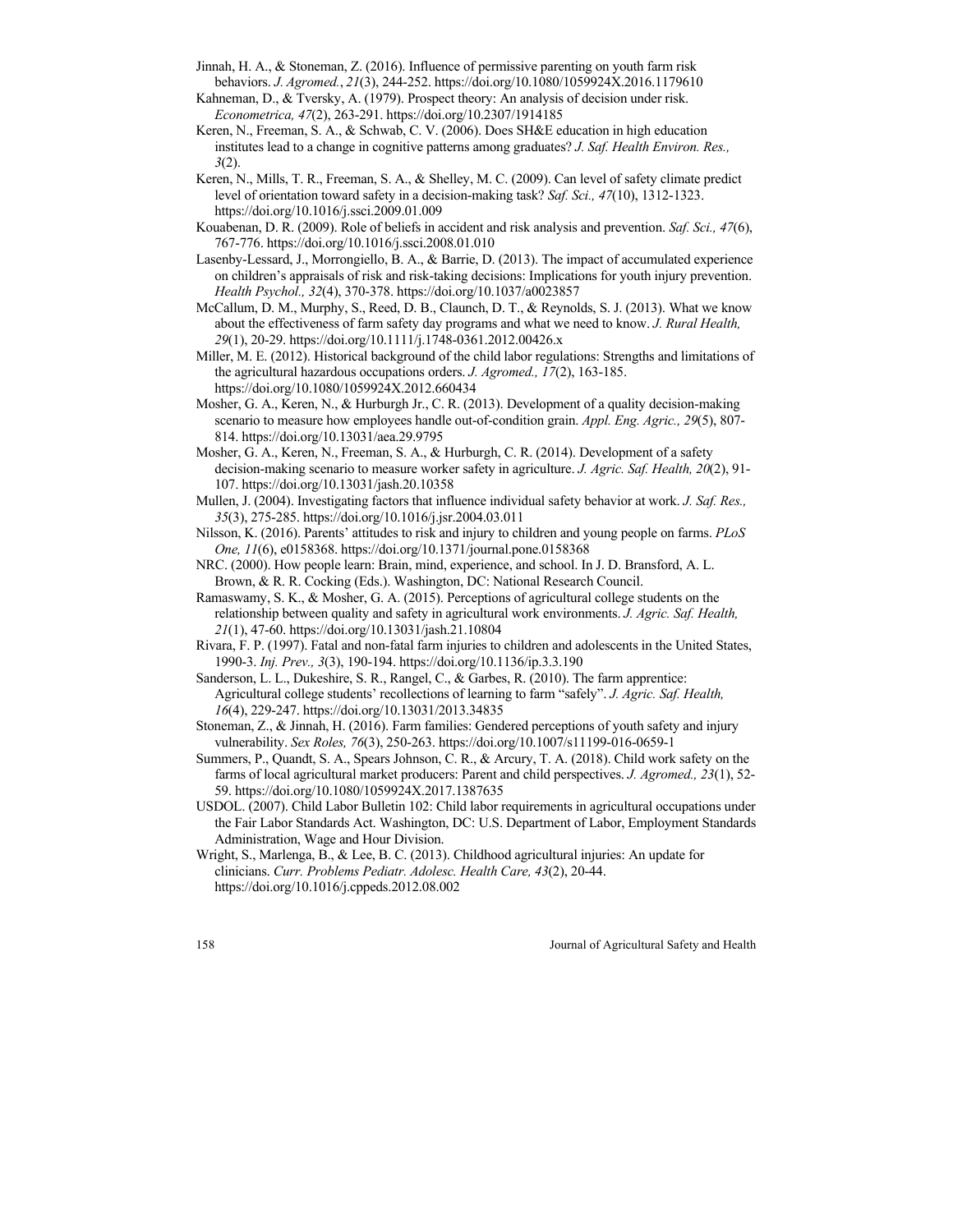Jinnah, H. A., & Stoneman, Z. (2016). Influence of permissive parenting on youth farm risk behaviors. *J. Agromed.*, *21*(3), 244-252. https://doi.org/10.1080/1059924X.2016.1179610

Kahneman, D., & Tversky, A. (1979). Prospect theory: An analysis of decision under risk. *Econometrica, 47*(2), 263-291. https://doi.org/10.2307/1914185

Keren, N., Freeman, S. A., & Schwab, C. V. (2006). Does SH&E education in high education institutes lead to a change in cognitive patterns among graduates? *J. Saf. Health Environ. Res., 3*(2).

Keren, N., Mills, T. R., Freeman, S. A., & Shelley, M. C. (2009). Can level of safety climate predict level of orientation toward safety in a decision-making task? *Saf. Sci., 47*(10), 1312-1323. https://doi.org/10.1016/j.ssci.2009.01.009

Kouabenan, D. R. (2009). Role of beliefs in accident and risk analysis and prevention. *Saf. Sci., 47*(6), 767-776. https://doi.org/10.1016/j.ssci.2008.01.010

Lasenby-Lessard, J., Morrongiello, B. A., & Barrie, D. (2013). The impact of accumulated experience on children's appraisals of risk and risk-taking decisions: Implications for youth injury prevention. *Health Psychol., 32*(4), 370-378. https://doi.org/10.1037/a0023857

McCallum, D. M., Murphy, S., Reed, D. B., Claunch, D. T., & Reynolds, S. J. (2013). What we know about the effectiveness of farm safety day programs and what we need to know. *J. Rural Health, 29*(1), 20-29. https://doi.org/10.1111/j.1748-0361.2012.00426.x

Miller, M. E. (2012). Historical background of the child labor regulations: Strengths and limitations of the agricultural hazardous occupations orders. *J. Agromed., 17*(2), 163-185. https://doi.org/10.1080/1059924X.2012.660434

Mosher, G. A., Keren, N., & Hurburgh Jr., C. R. (2013). Development of a quality decision-making scenario to measure how employees handle out-of-condition grain. *Appl. Eng. Agric., 29*(5), 807-814. https://doi.org/10.13031/aea.29.9795

Mosher, G. A., Keren, N., Freeman, S. A., & Hurburgh, C. R. (2014). Development of a safety decision-making scenario to measure worker safety in agriculture. *J. Agric. Saf. Health, 20*(2), 91-107. https://doi.org/10.13031/jash.20.10358

Mullen, J. (2004). Investigating factors that influence individual safety behavior at work. *J. Saf. Res., 35*(3), 275-285. https://doi.org/10.1016/j.jsr.2004.03.011

Nilsson, K. (2016). Parents' attitudes to risk and injury to children and young people on farms. *PLoS One, 11*(6), e0158368. https://doi.org/10.1371/journal.pone.0158368

NRC. (2000). How people learn: Brain, mind, experience, and school. In J. D. Bransford, A. L. Brown, & R. R. Cocking (Eds.). Washington, DC: National Research Council.

Ramaswamy, S. K., & Mosher, G. A. (2015). Perceptions of agricultural college students on the relationship between quality and safety in agricultural work environments. *J. Agric. Saf. Health, 21*(1), 47-60. https://doi.org/10.13031/jash.21.10804

Rivara, F. P. (1997). Fatal and non-fatal farm injuries to children and adolescents in the United States, 1990-3. *Inj. Prev., 3*(3), 190-194. https://doi.org/10.1136/ip.3.3.190

Sanderson, L. L., Dukeshire, S. R., Rangel, C., & Garbes, R. (2010). The farm apprentice: Agricultural college students' recollections of learning to farm "safely". *J. Agric. Saf. Health, 16*(4), 229-247. https://doi.org/10.13031/2013.34835

Stoneman, Z., & Jinnah, H. (2016). Farm families: Gendered perceptions of youth safety and injury vulnerability. *Sex Roles, 76*(3), 250-263. https://doi.org/10.1007/s11199-016-0659-1

Summers, P., Quandt, S. A., Spears Johnson, C. R., & Arcury, T. A. (2018). Child work safety on the farms of local agricultural market producers: Parent and child perspectives. *J. Agromed., 23*(1), 52-59. https://doi.org/10.1080/1059924X.2017.1387635

USDOL. (2007). Child Labor Bulletin 102: Child labor requirements in agricultural occupations under the Fair Labor Standards Act. Washington, DC: U.S. Department of Labor, Employment Standards Administration, Wage and Hour Division.

Wright, S., Marlenga, B., & Lee, B. C. (2013). Childhood agricultural injuries: An update for clinicians. *Curr. Problems Pediatr. Adolesc. Health Care, 43*(2), 20-44. https://doi.org/10.1016/j.cppeds.2012.08.002